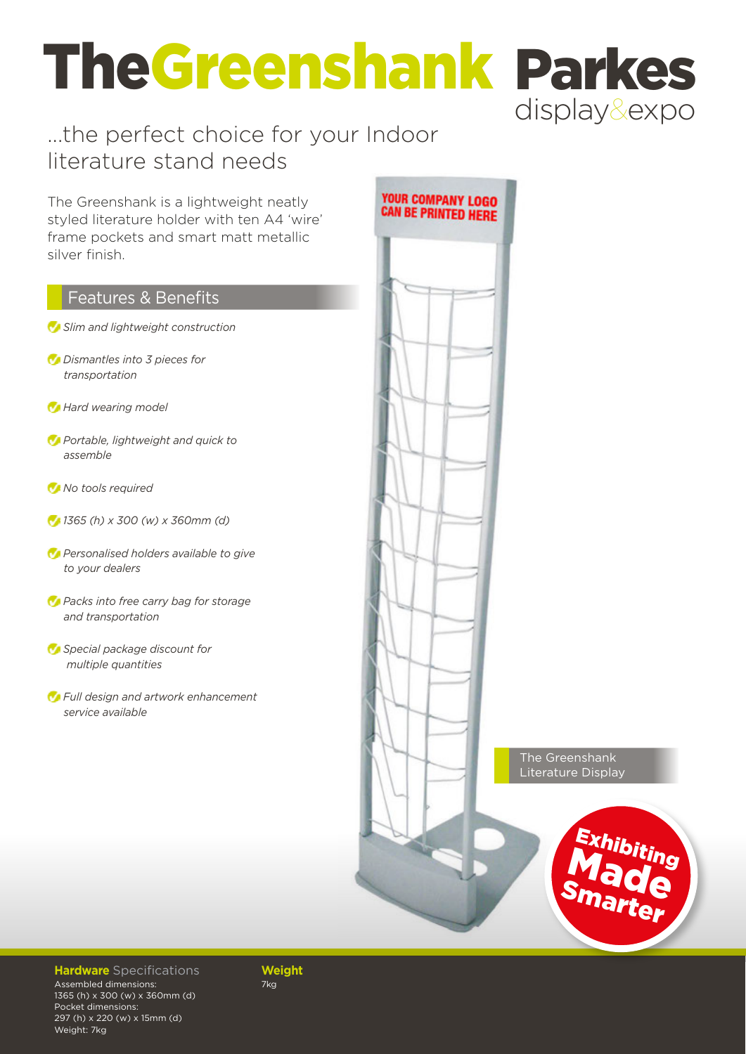# TheGreenshank

Parkes display&expo

## ...the perfect choice for your Indoor literature stand needs

The Greenshank is a lightweight neatly styled literature holder with ten A4 'wire' frame pockets and smart matt metallic silver finish.

### Features & Benefits

- *Slim and lightweight construction*
- *Dismantles into 3 pieces for transportation*
- *Hard wearing model*
- *Portable, lightweight and quick to assemble*
- *No tools required*
- *1365 (h) x 300 (w) x 360mm (d)*
- *Personalised holders available to give to your dealers*
- *Packs into free carry bag for storage and transportation*
- *Special package discount for multiple quantities*
- *Full design and artwork enhancement service available*

YOUR COMPANY LOGO CAN BE PRINTED HERE

The Greenshank Literature Display

Exhibiting Made Smarter

**Hardware** Specifications
Assembled dimensions:
1365 (h) x 300 (w) x 360mm (d)
Pocket dimensions:
297 (h) x 220 (w) x 15mm (d)
Weight: 7kg

**Weight**
7kg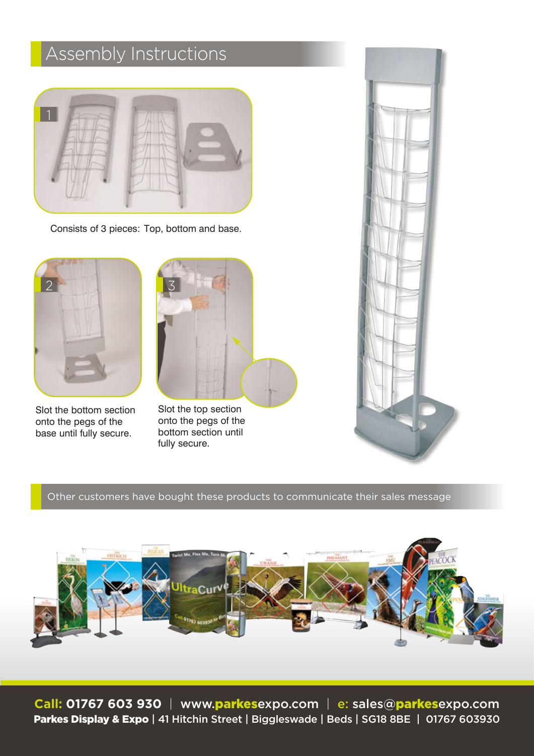## Assembly Instructions

1

Consists of 3 pieces: Top, bottom and base.

2

Slot the bottom section onto the pegs of the base until fully secure.

3

Slot the top section onto the pegs of the bottom section until fully secure.

Other customers have bought these products to communicate their sales message

**Call: 01767 603 930** | www.**parkes**expo.com | e: sales@**parkes**expo.com

**Parkes Display & Expo** | 41 Hitchin Street | Biggleswade | Beds | SG18 8BE | 01767 603930